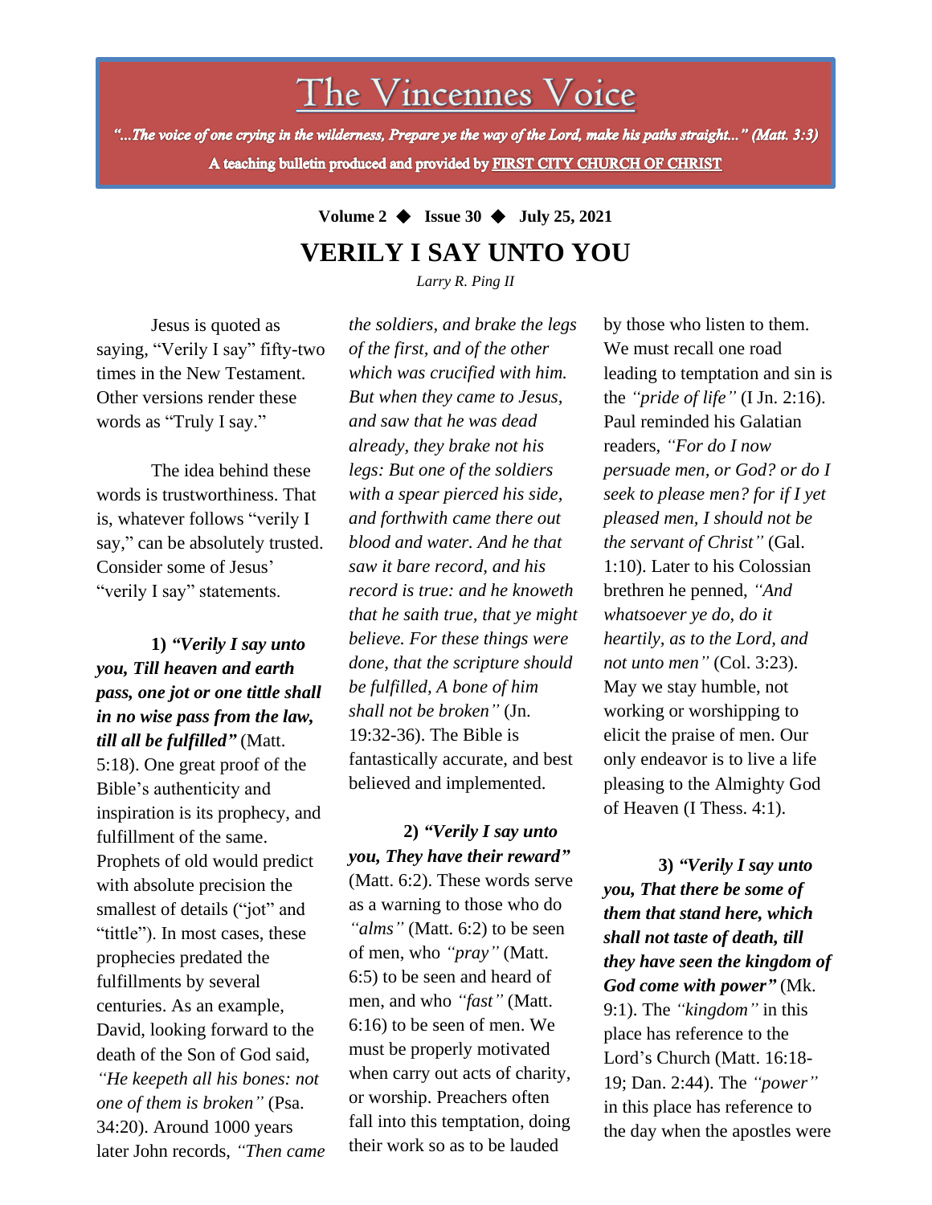# The Vincennes Voice

*"...The voice of one crying in the wilderness, Prepare ye the way of the Lord, make his paths straight..." (Matt. 3:3)*

**A teaching bulletin produced and provided by FIRST CITY CHURCH OF CHRIST**

**Volume 2 ◆ Issue 30 ◆ July 25, 2021**

## VERILY I SAY UNTO YOU

*Larry R. Ping II*

Jesus is quoted as saying, "Verily I say" fifty-two times in the New Testament. Other versions render these words as "Truly I say."

The idea behind these words is trustworthiness. That is, whatever follows "verily I say," can be absolutely trusted. Consider some of Jesus' "verily I say" statements.

**1)** ***"Verily I say unto you, Till heaven and earth pass, one jot or one tittle shall in no wise pass from the law, till all be fulfilled"*** (Matt. 5:18). One great proof of the Bible's authenticity and inspiration is its prophecy, and fulfillment of the same. Prophets of old would predict with absolute precision the smallest of details ("jot" and "tittle"). In most cases, these prophecies predated the fulfillments by several centuries. As an example, David, looking forward to the death of the Son of God said, *"He keepeth all his bones: not one of them is broken"* (Psa. 34:20). Around 1000 years later John records, *"Then came the soldiers, and brake the legs of the first, and of the other which was crucified with him. But when they came to Jesus, and saw that he was dead already, they brake not his legs: But one of the soldiers with a spear pierced his side, and forthwith came there out blood and water. And he that saw it bare record, and his record is true: and he knoweth that he saith true, that ye might believe. For these things were done, that the scripture should be fulfilled, A bone of him shall not be broken"* (Jn. 19:32-36). The Bible is fantastically accurate, and best believed and implemented.

**2)** ***"Verily I say unto you, They have their reward"*** (Matt. 6:2). These words serve as a warning to those who do *"alms"* (Matt. 6:2) to be seen of men, who *"pray"* (Matt. 6:5) to be seen and heard of men, and who *"fast"* (Matt. 6:16) to be seen of men. We must be properly motivated when carry out acts of charity, or worship. Preachers often fall into this temptation, doing their work so as to be lauded by those who listen to them. We must recall one road leading to temptation and sin is the *"pride of life"* (I Jn. 2:16). Paul reminded his Galatian readers, *"For do I now persuade men, or God? or do I seek to please men? for if I yet pleased men, I should not be the servant of Christ"* (Gal. 1:10). Later to his Colossian brethren he penned, *"And whatsoever ye do, do it heartily, as to the Lord, and not unto men"* (Col. 3:23). May we stay humble, not working or worshipping to elicit the praise of men. Our only endeavor is to live a life pleasing to the Almighty God of Heaven (I Thess. 4:1).

**3)** ***"Verily I say unto you, That there be some of them that stand here, which shall not taste of death, till they have seen the kingdom of God come with power"*** (Mk. 9:1). The *"kingdom"* in this place has reference to the Lord's Church (Matt. 16:18-19; Dan. 2:44). The *"power"* in this place has reference to the day when the apostles were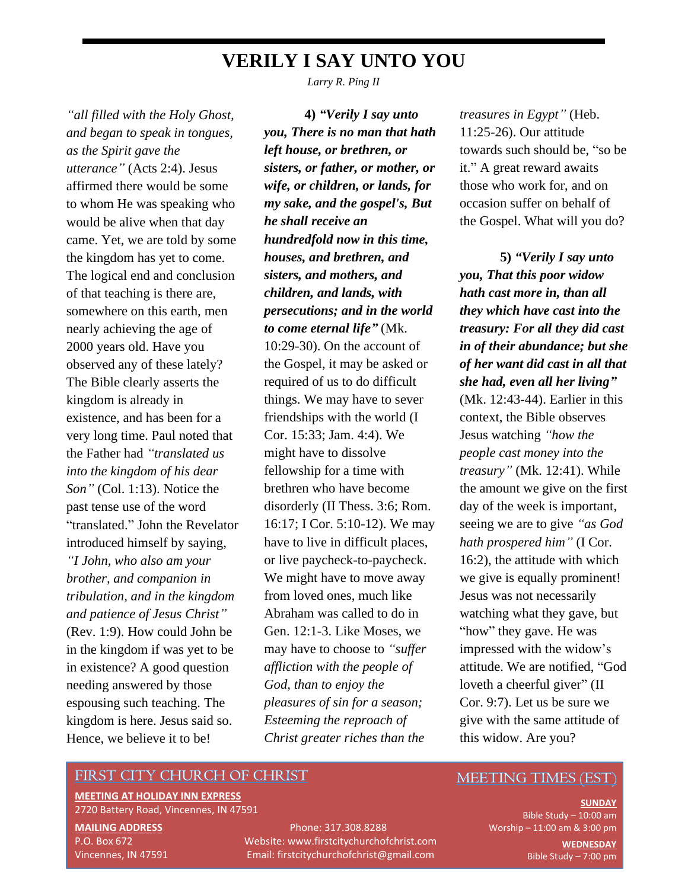# VERILY I SAY UNTO YOU

*Larry R. Ping II*

*"all filled with the Holy Ghost, and began to speak in tongues, as the Spirit gave the utterance"* (Acts 2:4). Jesus affirmed there would be some to whom He was speaking who would be alive when that day came. Yet, we are told by some the kingdom has yet to come. The logical end and conclusion of that teaching is there are, somewhere on this earth, men nearly achieving the age of 2000 years old. Have you observed any of these lately? The Bible clearly asserts the kingdom is already in existence, and has been for a very long time. Paul noted that the Father had *"translated us into the kingdom of his dear Son"* (Col. 1:13). Notice the past tense use of the word "translated." John the Revelator introduced himself by saying, *"I John, who also am your brother, and companion in tribulation, and in the kingdom and patience of Jesus Christ"* (Rev. 1:9). How could John be in the kingdom if was yet to be in existence? A good question needing answered by those espousing such teaching. The kingdom is here. Jesus said so. Hence, we believe it to be!

**4)** ***"Verily I say unto you, There is no man that hath left house, or brethren, or sisters, or father, or mother, or wife, or children, or lands, for my sake, and the gospel's, But he shall receive an hundredfold now in this time, houses, and brethren, and sisters, and mothers, and children, and lands, with persecutions; and in the world to come eternal life"*** (Mk. 10:29-30). On the account of the Gospel, it may be asked or required of us to do difficult things. We may have to sever friendships with the world (I Cor. 15:33; Jam. 4:4). We might have to dissolve fellowship for a time with brethren who have become disorderly (II Thess. 3:6; Rom. 16:17; I Cor. 5:10-12). We may have to live in difficult places, or live paycheck-to-paycheck. We might have to move away from loved ones, much like Abraham was called to do in Gen. 12:1-3. Like Moses, we may have to choose to *"suffer affliction with the people of God, than to enjoy the pleasures of sin for a season; Esteeming the reproach of Christ greater riches than the treasures in Egypt"* (Heb. 11:25-26). Our attitude towards such should be, "so be it." A great reward awaits those who work for, and on occasion suffer on behalf of the Gospel. What will you do?

**5)** ***"Verily I say unto you, That this poor widow hath cast more in, than all they which have cast into the treasury: For all they did cast in of their abundance; but she of her want did cast in all that she had, even all her living"*** (Mk. 12:43-44). Earlier in this context, the Bible observes Jesus watching *"how the people cast money into the treasury"* (Mk. 12:41). While the amount we give on the first day of the week is important, seeing we are to give *"as God hath prospered him"* (I Cor. 16:2), the attitude with which we give is equally prominent! Jesus was not necessarily watching what they gave, but "how" they gave. He was impressed with the widow's attitude. We are notified, "God loveth a cheerful giver" (II Cor. 9:7). Let us be sure we give with the same attitude of this widow. Are you?

---

**FIRST CITY CHURCH OF CHRIST**

**MEETING AT HOLIDAY INN EXPRESS**
2720 Battery Road, Vincennes, IN 47591

**MAILING ADDRESS**
P.O. Box 672
Vincennes, IN 47591

Phone: 317.308.8288
Website: www.firstcitychurchofchrist.com
Email: firstcitychurchofchrist@gmail.com

**MEETING TIMES (EST)**

**SUNDAY**
Bible Study – 10:00 am
Worship – 11:00 am & 3:00 pm

**WEDNESDAY**
Bible Study – 7:00 pm